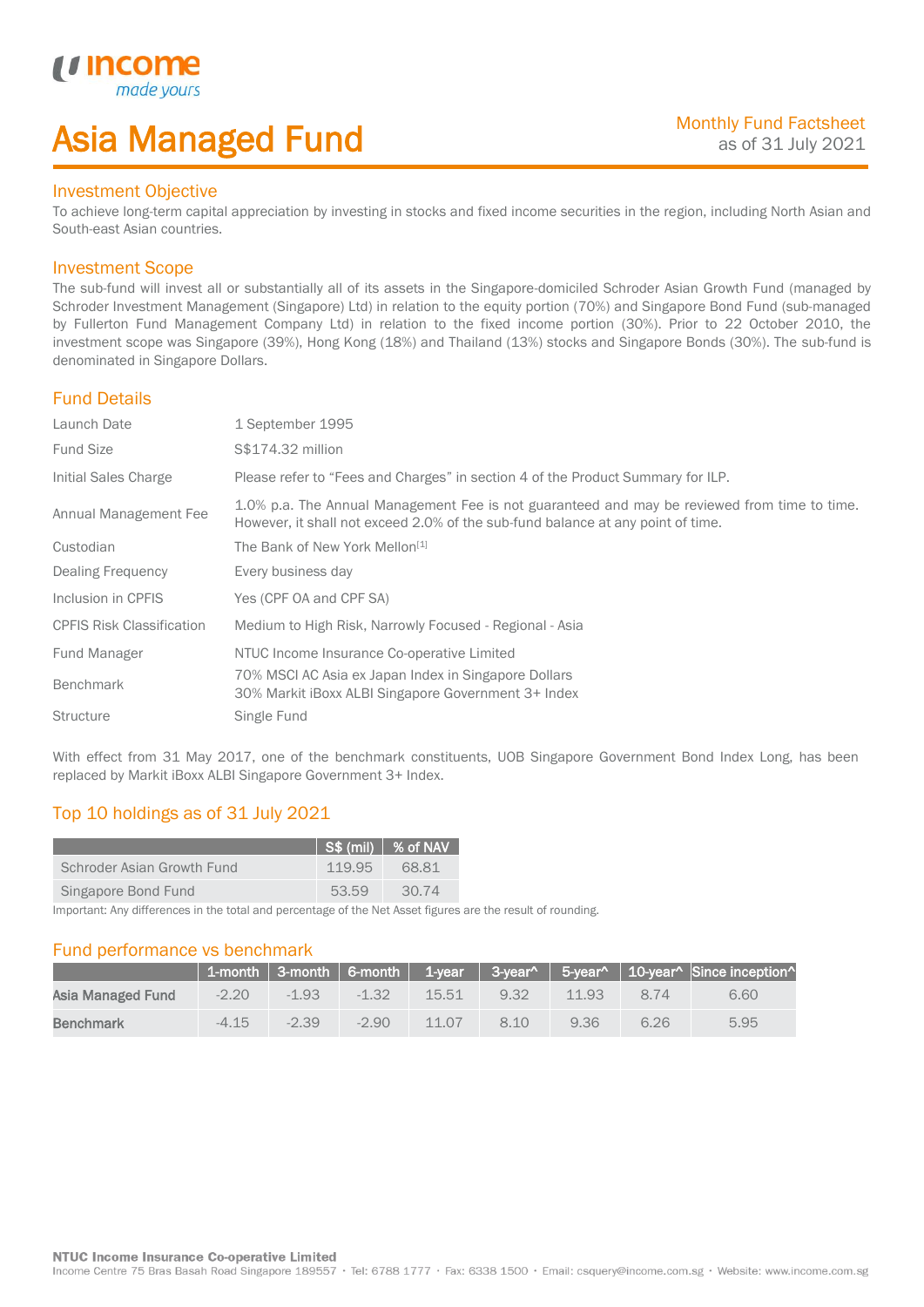# Asia Managed Fund

Monthly Fund Factsheet
as of 31 July 2021

## Investment Objective

To achieve long-term capital appreciation by investing in stocks and fixed income securities in the region, including North Asian and South-east Asian countries.

## Investment Scope

The sub-fund will invest all or substantially all of its assets in the Singapore-domiciled Schroder Asian Growth Fund (managed by Schroder Investment Management (Singapore) Ltd) in relation to the equity portion (70%) and Singapore Bond Fund (sub-managed by Fullerton Fund Management Company Ltd) in relation to the fixed income portion (30%). Prior to 22 October 2010, the investment scope was Singapore (39%), Hong Kong (18%) and Thailand (13%) stocks and Singapore Bonds (30%). The sub-fund is denominated in Singapore Dollars.

## Fund Details

| | |
|---|---|
| Launch Date | 1 September 1995 |
| Fund Size | S$174.32 million |
| Initial Sales Charge | Please refer to "Fees and Charges" in section 4 of the Product Summary for ILP. |
| Annual Management Fee | 1.0% p.a. The Annual Management Fee is not guaranteed and may be reviewed from time to time. However, it shall not exceed 2.0% of the sub-fund balance at any point of time. |
| Custodian | The Bank of New York Mellon[1] |
| Dealing Frequency | Every business day |
| Inclusion in CPFIS | Yes (CPF OA and CPF SA) |
| CPFIS Risk Classification | Medium to High Risk, Narrowly Focused - Regional - Asia |
| Fund Manager | NTUC Income Insurance Co-operative Limited |
| Benchmark | 70% MSCI AC Asia ex Japan Index in Singapore Dollars<br>30% Markit iBoxx ALBI Singapore Government 3+ Index |
| Structure | Single Fund |

With effect from 31 May 2017, one of the benchmark constituents, UOB Singapore Government Bond Index Long, has been replaced by Markit iBoxx ALBI Singapore Government 3+ Index.

## Top 10 holdings as of 31 July 2021

| | S$ (mil) | % of NAV |
|---|---|---|
| Schroder Asian Growth Fund | 119.95 | 68.81 |
| Singapore Bond Fund | 53.59 | 30.74 |

Important: Any differences in the total and percentage of the Net Asset figures are the result of rounding.

## Fund performance vs benchmark

| | 1-month | 3-month | 6-month | 1-year | 3-year^ | 5-year^ | 10-year^ | Since inception^ |
|---|---|---|---|---|---|---|---|---|
| **Asia Managed Fund** | -2.20 | -1.93 | -1.32 | 15.51 | 9.32 | 11.93 | 8.74 | 6.60 |
| **Benchmark** | -4.15 | -2.39 | -2.90 | 11.07 | 8.10 | 9.36 | 6.26 | 5.95 |

**NTUC Income Insurance Co-operative Limited**
Income Centre 75 Bras Basah Road Singapore 189557 • Tel: 6788 1777 • Fax: 6338 1500 • Email: csquery@income.com.sg • Website: www.income.com.sg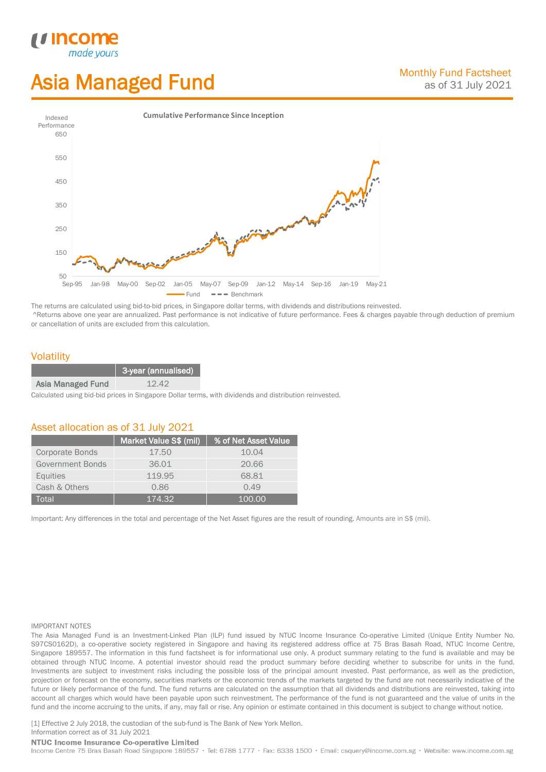# Asia Managed Fund

Monthly Fund Factsheet
as of 31 July 2021

Cumulative Performance Since Inception

Indexed Performance

650
550
450
350
250
150
50

Sep-95 Jan-98 May-00 Sep-02 Jan-05 May-07 Sep-09 Jan-12 May-14 Sep-16 Jan-19 May-21

Fund Benchmark

The returns are calculated using bid-to-bid prices, in Singapore dollar terms, with dividends and distributions reinvested.
^Returns above one year are annualized. Past performance is not indicative of future performance. Fees & charges payable through deduction of premium or cancellation of units are excluded from this calculation.

## Volatility

| | 3-year (annualised) |
|---|---|
| Asia Managed Fund | 12.42 |

Calculated using bid-bid prices in Singapore Dollar terms, with dividends and distribution reinvested.

## Asset allocation as of 31 July 2021

| | Market Value S$ (mil) | % of Net Asset Value |
|---|---|---|
| Corporate Bonds | 17.50 | 10.04 |
| Government Bonds | 36.01 | 20.66 |
| Equities | 119.95 | 68.81 |
| Cash & Others | 0.86 | 0.49 |
| Total | 174.32 | 100.00 |

Important: Any differences in the total and percentage of the Net Asset figures are the result of rounding. Amounts are in S$ (mil).

IMPORTANT NOTES

The Asia Managed Fund is an Investment-Linked Plan (ILP) fund issued by NTUC Income Insurance Co-operative Limited (Unique Entity Number No. S97CS0162D), a co-operative society registered in Singapore and having its registered address office at 75 Bras Basah Road, NTUC Income Centre, Singapore 189557. The information in this fund factsheet is for informational use only. A product summary relating to the fund is available and may be obtained through NTUC Income. A potential investor should read the product summary before deciding whether to subscribe for units in the fund. Investments are subject to investment risks including the possible loss of the principal amount invested. Past performance, as well as the prediction, projection or forecast on the economy, securities markets or the economic trends of the markets targeted by the fund are not necessarily indicative of the future or likely performance of the fund. The fund returns are calculated on the assumption that all dividends and distributions are reinvested, taking into account all charges which would have been payable upon such reinvestment. The performance of the fund is not guaranteed and the value of units in the fund and the income accruing to the units, if any, may fall or rise. Any opinion or estimate contained in this document is subject to change without notice.

[1] Effective 2 July 2018, the custodian of the sub-fund is The Bank of New York Mellon.
Information correct as of 31 July 2021

**NTUC Income Insurance Co-operative Limited**
Income Centre 75 Bras Basah Road Singapore 189557 · Tel: 6788 1777 · Fax: 6338 1500 · Email: csquery@income.com.sg · Website: www.income.com.sg